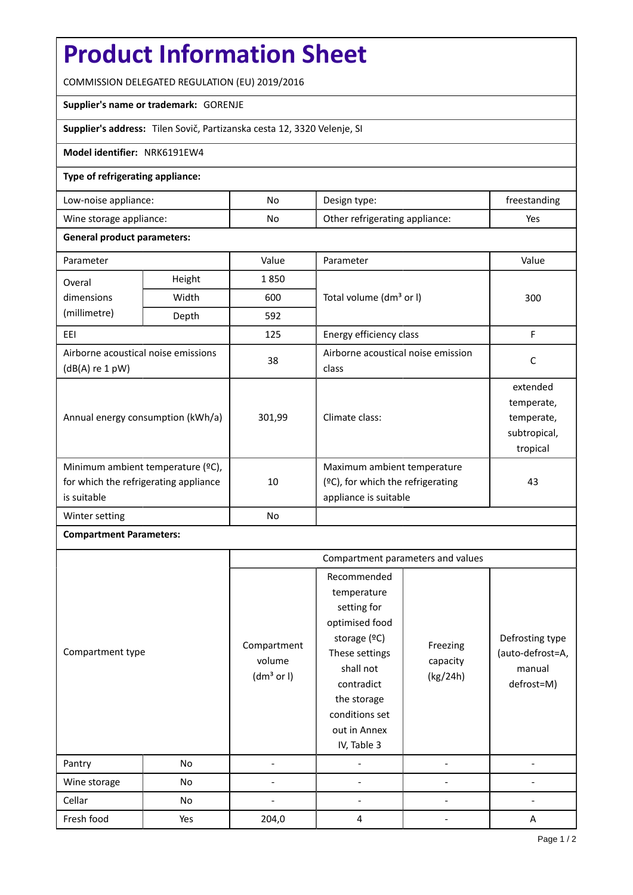# Product Information Sheet

COMMISSION DELEGATED REGULATION (EU) 2019/2016

**Supplier's name or trademark:** GORENJE

**Supplier's address:** Tilen Sovič, Partizanska cesta 12, 3320 Velenje, SI

**Model identifier:** NRK6191EW4

**Type of refrigerating appliance:**

| | | | |
|---|---|---|---|
| Low-noise appliance: | No | Design type: | freestanding |
| Wine storage appliance: | No | Other refrigerating appliance: | Yes |

**General product parameters:**

| Parameter | | Value | Parameter | Value |
|---|---|---|---|---|
| Overal dimensions (millimetre) | Height | 1 850 | Total volume (dm³ or l) | 300 |
| | Width | 600 | | |
| | Depth | 592 | | |
| EEI | | 125 | Energy efficiency class | F |
| Airborne acoustical noise emissions (dB(A) re 1 pW) | | 38 | Airborne acoustical noise emission class | C |
| Annual energy consumption (kWh/a) | | 301,99 | Climate class: | extended temperate, temperate, subtropical, tropical |
| Minimum ambient temperature (ºC), for which the refrigerating appliance is suitable | | 10 | Maximum ambient temperature (ºC), for which the refrigerating appliance is suitable | 43 |
| Winter setting | | No | | |

**Compartment Parameters:**

| Compartment type | | Compartment volume (dm³ or l) | Recommended temperature setting for optimised food storage (ºC) These settings shall not contradict the storage conditions set out in Annex IV, Table 3 | Freezing capacity (kg/24h) | Defrosting type (auto-defrost=A, manual defrost=M) |
|---|---|---|---|---|---|
| Pantry | No | - | - | - | - |
| Wine storage | No | - | - | - | - |
| Cellar | No | - | - | - | - |
| Fresh food | Yes | 204,0 | 4 | - | A |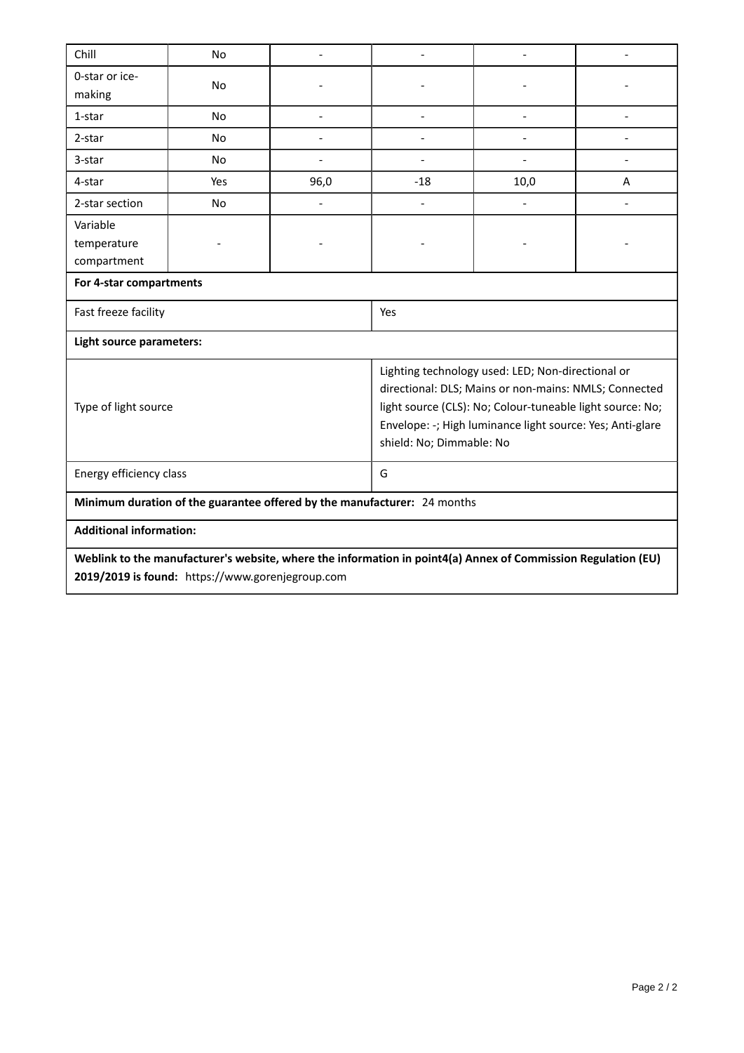| | | | | | |
|---|---|---|---|---|---|
| Chill | No | - | - | - | - |
| 0-star or ice-making | No | - | - | - | - |
| 1-star | No | - | - | - | - |
| 2-star | No | - | - | - | - |
| 3-star | No | - | - | - | - |
| 4-star | Yes | 96,0 | -18 | 10,0 | A |
| 2-star section | No | - | - | - | - |
| Variable temperature compartment | - | - | - | - | - |

**For 4-star compartments**

| | |
|---|---|
| Fast freeze facility | Yes |

**Light source parameters:**

| | |
|---|---|
| Type of light source | Lighting technology used: LED; Non-directional or directional: DLS; Mains or non-mains: NMLS; Connected light source (CLS): No; Colour-tuneable light source: No; Envelope: -; High luminance light source: Yes; Anti-glare shield: No; Dimmable: No |
| Energy efficiency class | G |

**Minimum duration of the guarantee offered by the manufacturer:** 24 months

**Additional information:**

**Weblink to the manufacturer's website, where the information in point4(a) Annex of Commission Regulation (EU) 2019/2019 is found:** https://www.gorenjegroup.com